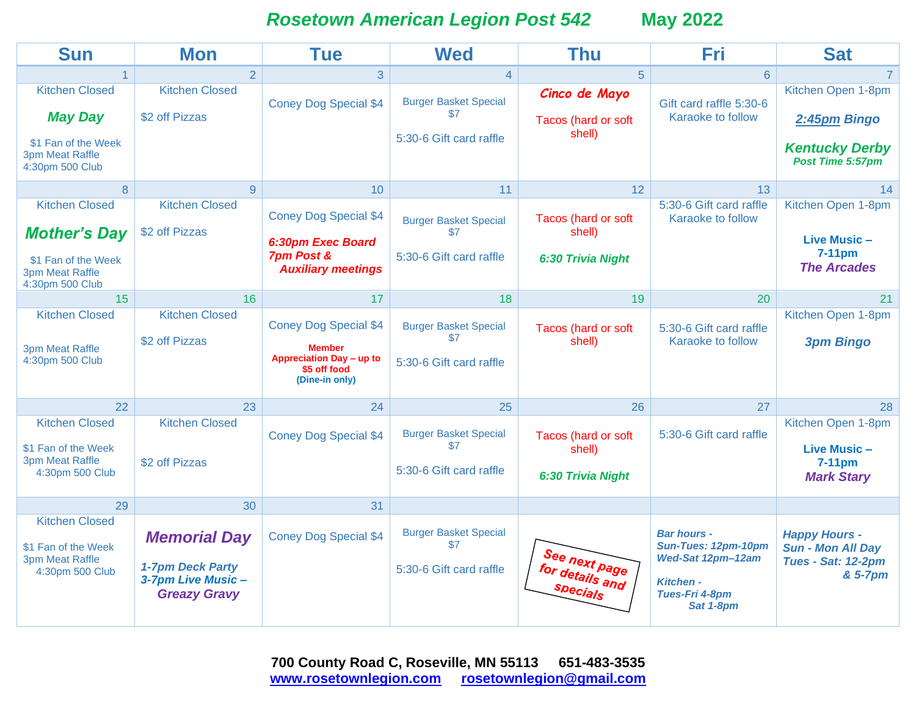# Rosetown American Legion Post 542 May 2022

| Sun | Mon | Tue | Wed | Thu | Fri | Sat |
|---|---|---|---|---|---|---|
| **1** Kitchen Closed<br>***May Day***<br>$1 Fan of the Week<br>3pm Meat Raffle<br>4:30pm 500 Club | **2** Kitchen Closed<br>$2 off Pizzas | **3** Coney Dog Special $4 | **4** Burger Basket Special $7<br>5:30-6 Gift card raffle | **5** *Cinco de Mayo*<br>Tacos (hard or soft shell) | **6** Gift card raffle 5:30-6<br>Karaoke to follow | **7** Kitchen Open 1-8pm<br>***2:45pm Bingo***<br>***Kentucky Derby***<br>***Post Time 5:57pm*** |
| **8** Kitchen Closed<br>***Mother's Day***<br>$1 Fan of the Week<br>3pm Meat Raffle<br>4:30pm 500 Club | **9** Kitchen Closed<br>$2 off Pizzas | **10** Coney Dog Special $4<br>***6:30pm Exec Board***<br>***7pm Post & Auxiliary meetings*** | **11** Burger Basket Special $7<br>5:30-6 Gift card raffle | **12** Tacos (hard or soft shell)<br>***6:30 Trivia Night*** | **13** 5:30-6 Gift card raffle<br>Karaoke to follow | **14** Kitchen Open 1-8pm<br>**Live Music – 7-11pm**<br>***The Arcades*** |
| **15** Kitchen Closed<br>3pm Meat Raffle<br>4:30pm 500 Club | **16** Kitchen Closed<br>$2 off Pizzas | **17** Coney Dog Special $4<br>**Member Appreciation Day – up to $5 off food**<br>**(Dine-in only)** | **18** Burger Basket Special $7<br>5:30-6 Gift card raffle | **19** Tacos (hard or soft shell) | **20** 5:30-6 Gift card raffle<br>Karaoke to follow | **21** Kitchen Open 1-8pm<br>***3pm Bingo*** |
| **22** Kitchen Closed<br>$1 Fan of the Week<br>3pm Meat Raffle<br>4:30pm 500 Club | **23** Kitchen Closed<br>$2 off Pizzas | **24** Coney Dog Special $4 | **25** Burger Basket Special $7<br>5:30-6 Gift card raffle | **26** Tacos (hard or soft shell)<br>***6:30 Trivia Night*** | **27** 5:30-6 Gift card raffle | **28** Kitchen Open 1-8pm<br>**Live Music – 7-11pm**<br>***Mark Stary*** |
| **29** Kitchen Closed<br>$1 Fan of the Week<br>3pm Meat Raffle<br>4:30pm 500 Club | **30** ***Memorial Day***<br>***1-7pm Deck Party***<br>***3-7pm Live Music – Greazy Gravy*** | **31** Coney Dog Special $4 | Burger Basket Special $7<br>5:30-6 Gift card raffle | **See next page for details and specials** | ***Bar hours -***<br>***Sun-Tues: 12pm-10pm***<br>***Wed-Sat 12pm–12am***<br>***Kitchen -***<br>***Tues-Fri 4-8pm***<br>***Sat 1-8pm*** | ***Happy Hours -***<br>***Sun - Mon All Day***<br>***Tues - Sat: 12-2pm & 5-7pm*** |

**700 County Road C, Roseville, MN 55113 651-483-3535**
**www.rosetownlegion.com rosetownlegion@gmail.com**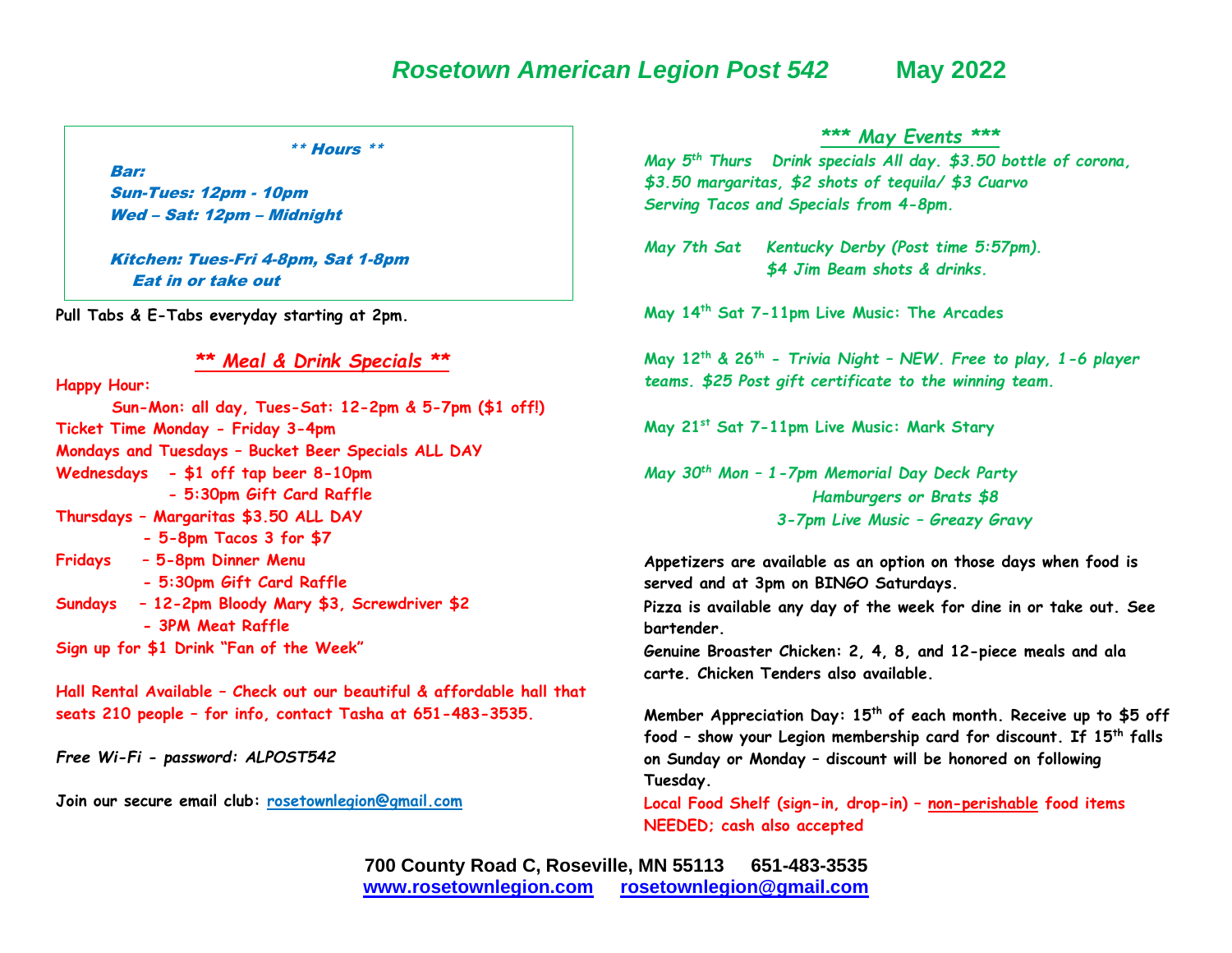# *Rosetown American Legion Post 542* May 2022

*\*\* Hours \*\**

*Bar:*
*Sun-Tues: 12pm - 10pm*
*Wed – Sat: 12pm – Midnight*

*Kitchen: Tues-Fri 4-8pm, Sat 1-8pm*
*Eat in or take out*

**Pull Tabs & E-Tabs everyday starting at 2pm.**

## *\*\* Meal & Drink Specials \*\**

**Happy Hour:**
**Sun-Mon: all day, Tues-Sat: 12-2pm & 5-7pm ($1 off!)**
**Ticket Time Monday - Friday 3-4pm**
**Mondays and Tuesdays – Bucket Beer Specials ALL DAY**
**Wednesdays - $1 off tap beer 8-10pm**
**- 5:30pm Gift Card Raffle**
**Thursdays – Margaritas $3.50 ALL DAY**
**- 5-8pm Tacos 3 for $7**
**Fridays – 5-8pm Dinner Menu**
**- 5:30pm Gift Card Raffle**
**Sundays – 12-2pm Bloody Mary $3, Screwdriver $2**
**- 3PM Meat Raffle**
**Sign up for $1 Drink "Fan of the Week"**

**Hall Rental Available – Check out our beautiful & affordable hall that seats 210 people – for info, contact Tasha at 651-483-3535.**

***Free Wi-Fi - password: ALPOST542***

**Join our secure email club: rosetownlegion@gmail.com**

## *\*\*\* May Events \*\*\**

***May 5th Thurs Drink specials All day. $3.50 bottle of corona, $3.50 margaritas, $2 shots of tequila/ $3 Cuarvo Serving Tacos and Specials from 4-8pm.***

***May 7th Sat Kentucky Derby (Post time 5:57pm). $4 Jim Beam shots & drinks.***

**May 14th Sat 7-11pm Live Music: The Arcades**

***May 12th & 26th - Trivia Night – NEW. Free to play, 1-6 player teams. $25 Post gift certificate to the winning team.***

**May 21st Sat 7-11pm Live Music: Mark Stary**

***May 30th Mon – 1-7pm Memorial Day Deck Party***
***Hamburgers or Brats $8***
***3-7pm Live Music – Greazy Gravy***

**Appetizers are available as an option on those days when food is served and at 3pm on BINGO Saturdays.**
**Pizza is available any day of the week for dine in or take out. See bartender.**
**Genuine Broaster Chicken: 2, 4, 8, and 12-piece meals and ala carte. Chicken Tenders also available.**

**Member Appreciation Day: 15th of each month. Receive up to $5 off food – show your Legion membership card for discount. If 15th falls on Sunday or Monday – discount will be honored on following Tuesday.**
**Local Food Shelf (sign-in, drop-in) – non-perishable food items NEEDED; cash also accepted**

**700 County Road C, Roseville, MN 55113 651-483-3535**
**www.rosetownlegion.com rosetownlegion@gmail.com**